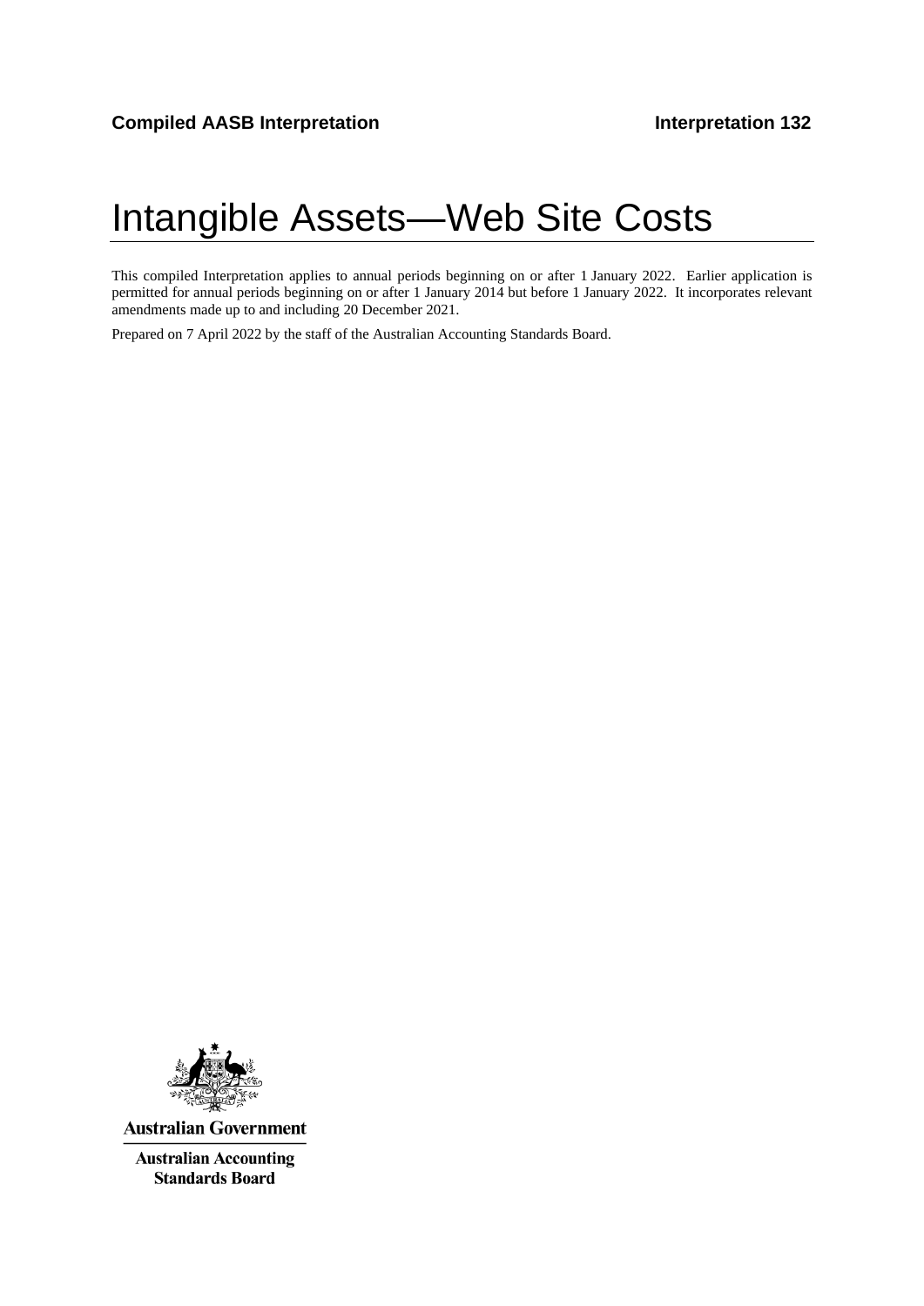**Compiled AASB Interpretation** **Interpretation 132**

# Intangible Assets—Web Site Costs

This compiled Interpretation applies to annual periods beginning on or after 1 January 2022. Earlier application is permitted for annual periods beginning on or after 1 January 2014 but before 1 January 2022. It incorporates relevant amendments made up to and including 20 December 2021.

Prepared on 7 April 2022 by the staff of the Australian Accounting Standards Board.

**Australian Government**

**Australian Accounting Standards Board**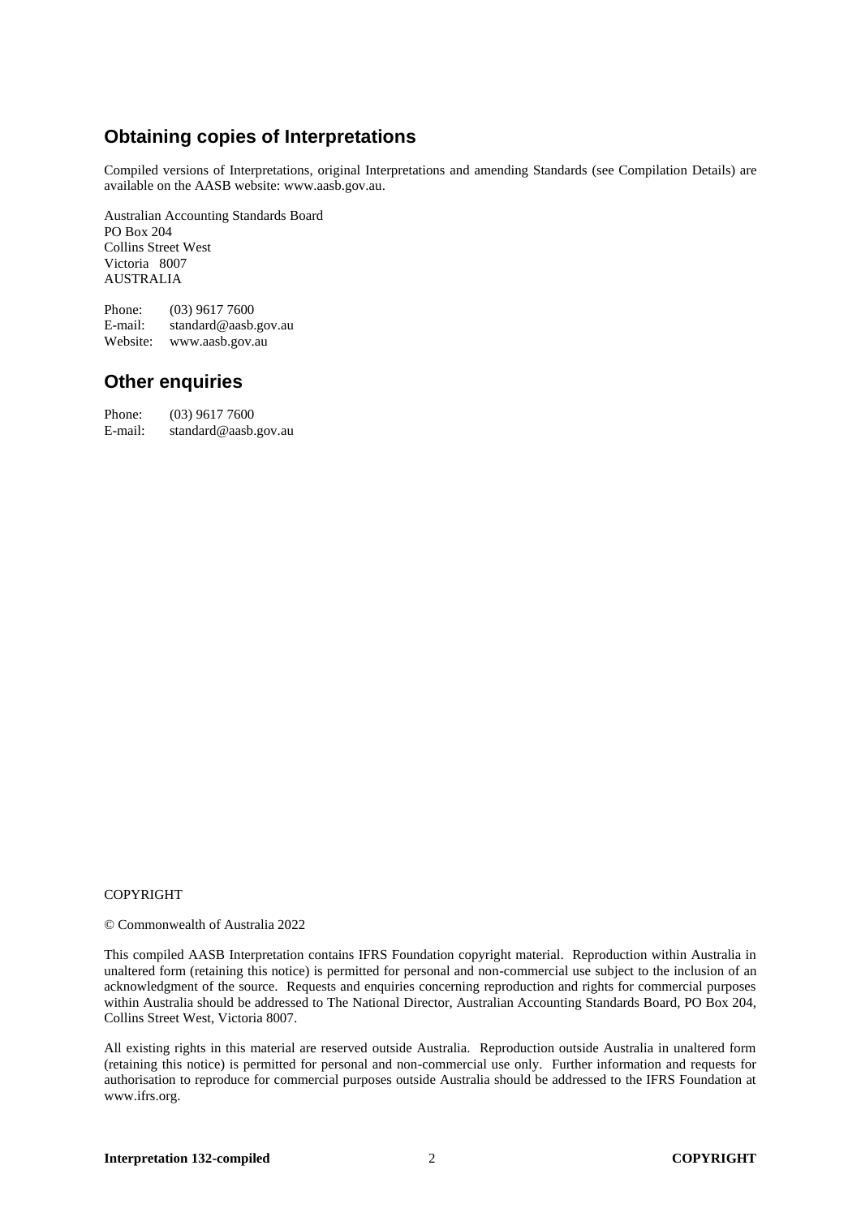## Obtaining copies of Interpretations

Compiled versions of Interpretations, original Interpretations and amending Standards (see Compilation Details) are available on the AASB website: www.aasb.gov.au.

Australian Accounting Standards Board
PO Box 204
Collins Street West
Victoria 8007
AUSTRALIA

Phone: (03) 9617 7600
E-mail: standard@aasb.gov.au
Website: www.aasb.gov.au

## Other enquiries

Phone: (03) 9617 7600
E-mail: standard@aasb.gov.au

COPYRIGHT

© Commonwealth of Australia 2022

This compiled AASB Interpretation contains IFRS Foundation copyright material. Reproduction within Australia in unaltered form (retaining this notice) is permitted for personal and non-commercial use subject to the inclusion of an acknowledgment of the source. Requests and enquiries concerning reproduction and rights for commercial purposes within Australia should be addressed to The National Director, Australian Accounting Standards Board, PO Box 204, Collins Street West, Victoria 8007.

All existing rights in this material are reserved outside Australia. Reproduction outside Australia in unaltered form (retaining this notice) is permitted for personal and non-commercial use only. Further information and requests for authorisation to reproduce for commercial purposes outside Australia should be addressed to the IFRS Foundation at www.ifrs.org.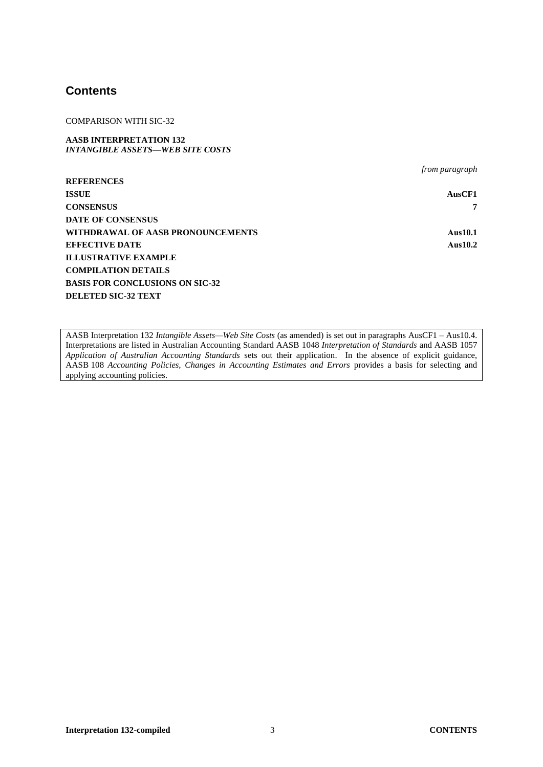## Contents

COMPARISON WITH SIC-32

**AASB INTERPRETATION 132**
***INTANGIBLE ASSETS—WEB SITE COSTS***

| | *from paragraph* |
|---|---|
| **REFERENCES** | |
| **ISSUE** | **AusCF1** |
| **CONSENSUS** | **7** |
| **DATE OF CONSENSUS** | |
| **WITHDRAWAL OF AASB PRONOUNCEMENTS** | **Aus10.1** |
| **EFFECTIVE DATE** | **Aus10.2** |
| **ILLUSTRATIVE EXAMPLE** | |
| **COMPILATION DETAILS** | |
| **BASIS FOR CONCLUSIONS ON SIC-32** | |
| **DELETED SIC-32 TEXT** | |

AASB Interpretation 132 *Intangible Assets—Web Site Costs* (as amended) is set out in paragraphs AusCF1 – Aus10.4. Interpretations are listed in Australian Accounting Standard AASB 1048 *Interpretation of Standards* and AASB 1057 *Application of Australian Accounting Standards* sets out their application. In the absence of explicit guidance, AASB 108 *Accounting Policies, Changes in Accounting Estimates and Errors* provides a basis for selecting and applying accounting policies.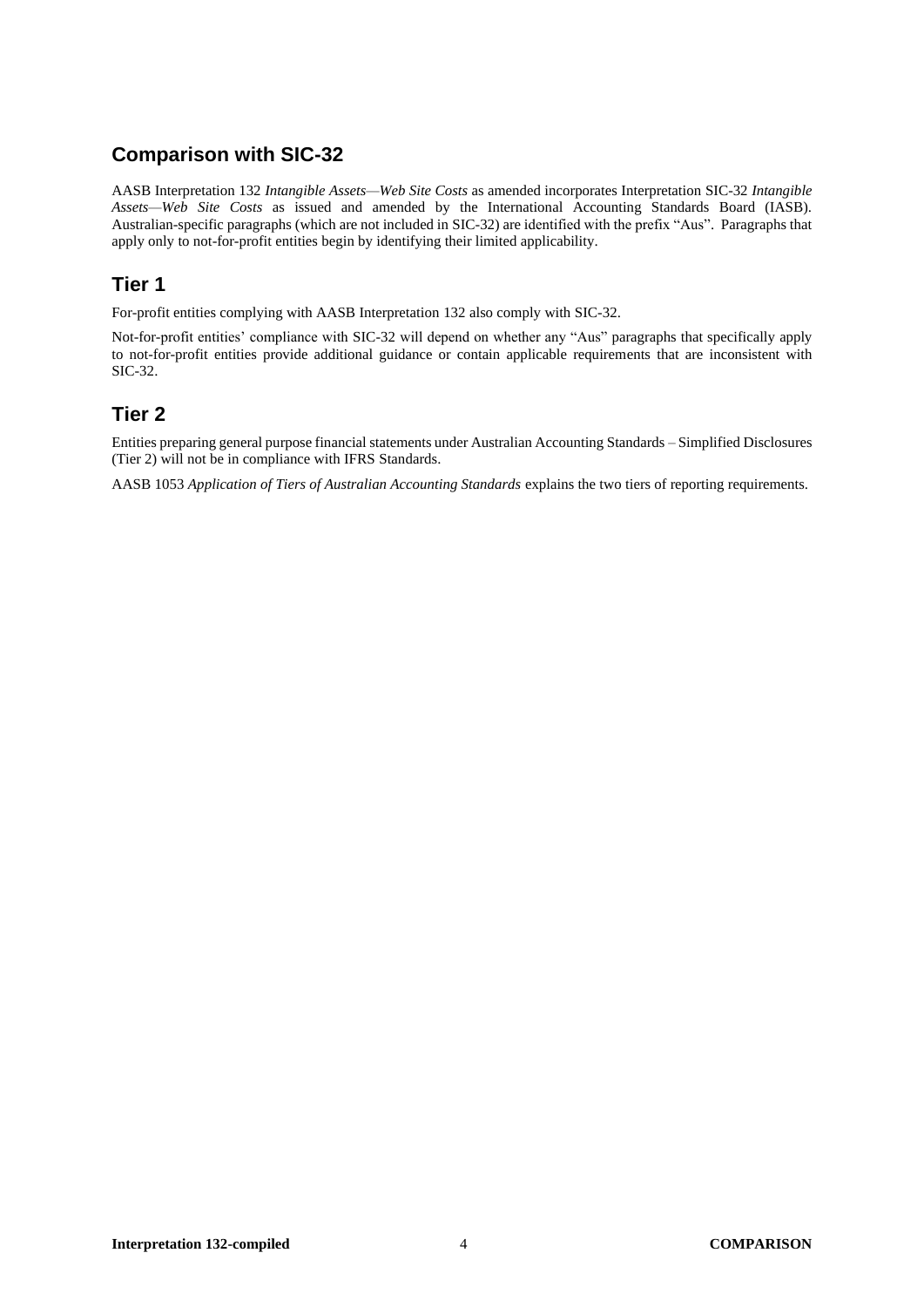## Comparison with SIC-32

AASB Interpretation 132 *Intangible Assets—Web Site Costs* as amended incorporates Interpretation SIC-32 *Intangible Assets—Web Site Costs* as issued and amended by the International Accounting Standards Board (IASB). Australian-specific paragraphs (which are not included in SIC-32) are identified with the prefix "Aus". Paragraphs that apply only to not-for-profit entities begin by identifying their limited applicability.

## Tier 1

For-profit entities complying with AASB Interpretation 132 also comply with SIC-32.

Not-for-profit entities' compliance with SIC-32 will depend on whether any "Aus" paragraphs that specifically apply to not-for-profit entities provide additional guidance or contain applicable requirements that are inconsistent with SIC-32.

## Tier 2

Entities preparing general purpose financial statements under Australian Accounting Standards – Simplified Disclosures (Tier 2) will not be in compliance with IFRS Standards.

AASB 1053 *Application of Tiers of Australian Accounting Standards* explains the two tiers of reporting requirements.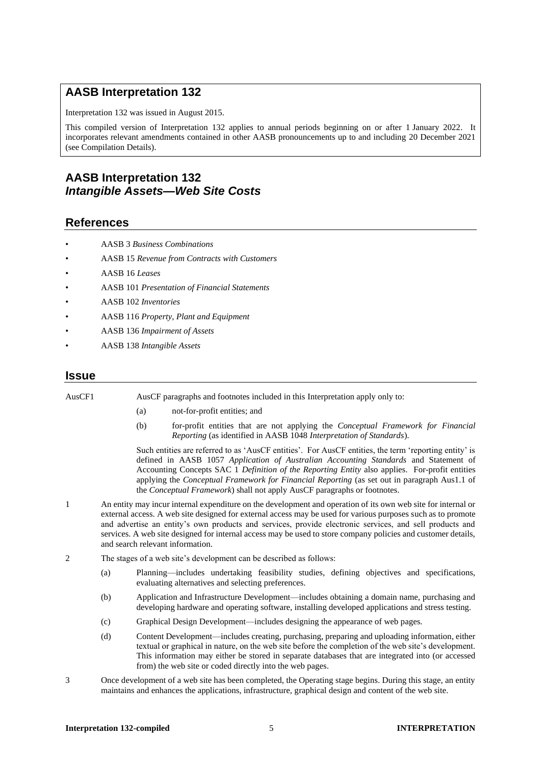## AASB Interpretation 132

Interpretation 132 was issued in August 2015.

This compiled version of Interpretation 132 applies to annual periods beginning on or after 1 January 2022. It incorporates relevant amendments contained in other AASB pronouncements up to and including 20 December 2021 (see Compilation Details).

# AASB Interpretation 132
# *Intangible Assets—Web Site Costs*

## References

- AASB 3 *Business Combinations*
- AASB 15 *Revenue from Contracts with Customers*
- AASB 16 *Leases*
- AASB 101 *Presentation of Financial Statements*
- AASB 102 *Inventories*
- AASB 116 *Property, Plant and Equipment*
- AASB 136 *Impairment of Assets*
- AASB 138 *Intangible Assets*

## Issue

AusCF1 AusCF paragraphs and footnotes included in this Interpretation apply only to:

(a) not-for-profit entities; and

(b) for-profit entities that are not applying the *Conceptual Framework for Financial Reporting* (as identified in AASB 1048 *Interpretation of Standards*).

Such entities are referred to as 'AusCF entities'. For AusCF entities, the term 'reporting entity' is defined in AASB 1057 *Application of Australian Accounting Standards* and Statement of Accounting Concepts SAC 1 *Definition of the Reporting Entity* also applies. For-profit entities applying the *Conceptual Framework for Financial Reporting* (as set out in paragraph Aus1.1 of the *Conceptual Framework*) shall not apply AusCF paragraphs or footnotes.

1 An entity may incur internal expenditure on the development and operation of its own web site for internal or external access. A web site designed for external access may be used for various purposes such as to promote and advertise an entity's own products and services, provide electronic services, and sell products and services. A web site designed for internal access may be used to store company policies and customer details, and search relevant information.

2 The stages of a web site's development can be described as follows:

(a) Planning—includes undertaking feasibility studies, defining objectives and specifications, evaluating alternatives and selecting preferences.

(b) Application and Infrastructure Development—includes obtaining a domain name, purchasing and developing hardware and operating software, installing developed applications and stress testing.

(c) Graphical Design Development—includes designing the appearance of web pages.

(d) Content Development—includes creating, purchasing, preparing and uploading information, either textual or graphical in nature, on the web site before the completion of the web site's development. This information may either be stored in separate databases that are integrated into (or accessed from) the web site or coded directly into the web pages.

3 Once development of a web site has been completed, the Operating stage begins. During this stage, an entity maintains and enhances the applications, infrastructure, graphical design and content of the web site.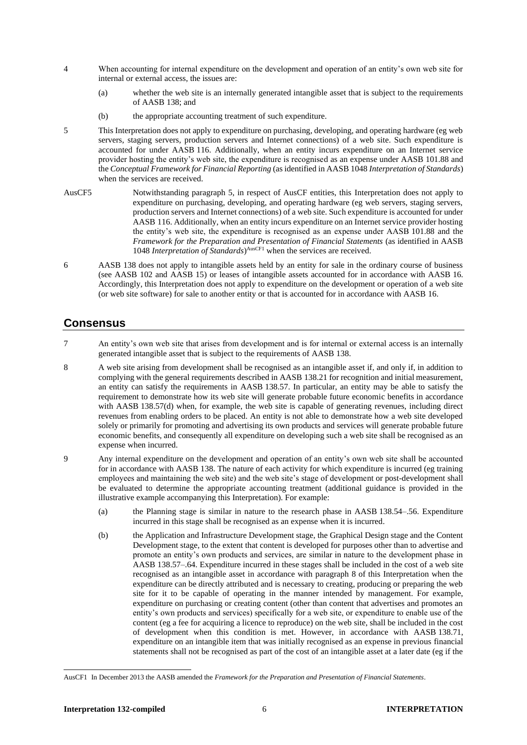4 When accounting for internal expenditure on the development and operation of an entity's own web site for internal or external access, the issues are:

(a) whether the web site is an internally generated intangible asset that is subject to the requirements of AASB 138; and

(b) the appropriate accounting treatment of such expenditure.

5 This Interpretation does not apply to expenditure on purchasing, developing, and operating hardware (eg web servers, staging servers, production servers and Internet connections) of a web site. Such expenditure is accounted for under AASB 116. Additionally, when an entity incurs expenditure on an Internet service provider hosting the entity's web site, the expenditure is recognised as an expense under AASB 101.88 and the *Conceptual Framework for Financial Reporting* (as identified in AASB 1048 *Interpretation of Standards*) when the services are received.

AusCF5 Notwithstanding paragraph 5, in respect of AusCF entities, this Interpretation does not apply to expenditure on purchasing, developing, and operating hardware (eg web servers, staging servers, production servers and Internet connections) of a web site. Such expenditure is accounted for under AASB 116. Additionally, when an entity incurs expenditure on an Internet service provider hosting the entity's web site, the expenditure is recognised as an expense under AASB 101.88 and the *Framework for the Preparation and Presentation of Financial Statements* (as identified in AASB 1048 *Interpretation of Standards*)[AusCF1] when the services are received.

6 AASB 138 does not apply to intangible assets held by an entity for sale in the ordinary course of business (see AASB 102 and AASB 15) or leases of intangible assets accounted for in accordance with AASB 16. Accordingly, this Interpretation does not apply to expenditure on the development or operation of a web site (or web site software) for sale to another entity or that is accounted for in accordance with AASB 16.

## Consensus

7 An entity's own web site that arises from development and is for internal or external access is an internally generated intangible asset that is subject to the requirements of AASB 138.

8 A web site arising from development shall be recognised as an intangible asset if, and only if, in addition to complying with the general requirements described in AASB 138.21 for recognition and initial measurement, an entity can satisfy the requirements in AASB 138.57. In particular, an entity may be able to satisfy the requirement to demonstrate how its web site will generate probable future economic benefits in accordance with AASB 138.57(d) when, for example, the web site is capable of generating revenues, including direct revenues from enabling orders to be placed. An entity is not able to demonstrate how a web site developed solely or primarily for promoting and advertising its own products and services will generate probable future economic benefits, and consequently all expenditure on developing such a web site shall be recognised as an expense when incurred.

9 Any internal expenditure on the development and operation of an entity's own web site shall be accounted for in accordance with AASB 138. The nature of each activity for which expenditure is incurred (eg training employees and maintaining the web site) and the web site's stage of development or post-development shall be evaluated to determine the appropriate accounting treatment (additional guidance is provided in the illustrative example accompanying this Interpretation). For example:

(a) the Planning stage is similar in nature to the research phase in AASB 138.54–.56. Expenditure incurred in this stage shall be recognised as an expense when it is incurred.

(b) the Application and Infrastructure Development stage, the Graphical Design stage and the Content Development stage, to the extent that content is developed for purposes other than to advertise and promote an entity's own products and services, are similar in nature to the development phase in AASB 138.57–.64. Expenditure incurred in these stages shall be included in the cost of a web site recognised as an intangible asset in accordance with paragraph 8 of this Interpretation when the expenditure can be directly attributed and is necessary to creating, producing or preparing the web site for it to be capable of operating in the manner intended by management. For example, expenditure on purchasing or creating content (other than content that advertises and promotes an entity's own products and services) specifically for a web site, or expenditure to enable use of the content (eg a fee for acquiring a licence to reproduce) on the web site, shall be included in the cost of development when this condition is met. However, in accordance with AASB 138.71, expenditure on an intangible item that was initially recognised as an expense in previous financial statements shall not be recognised as part of the cost of an intangible asset at a later date (eg if the

AusCF1 In December 2013 the AASB amended the *Framework for the Preparation and Presentation of Financial Statements*.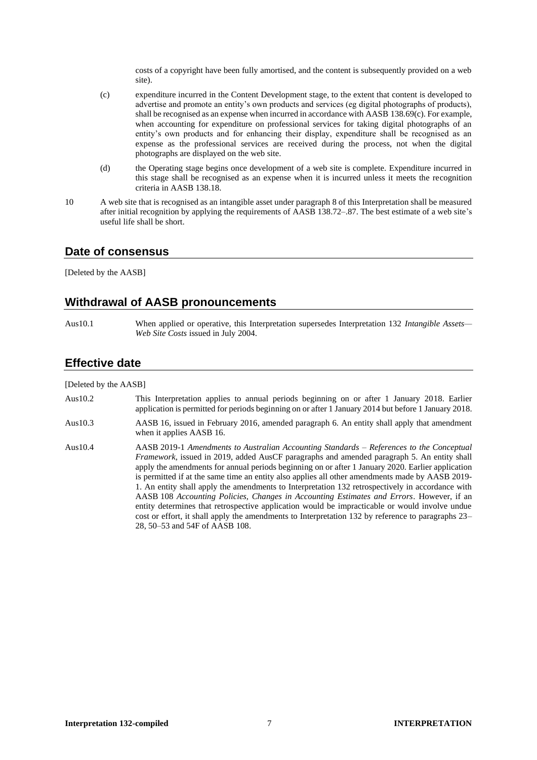costs of a copyright have been fully amortised, and the content is subsequently provided on a web site).

(c) expenditure incurred in the Content Development stage, to the extent that content is developed to advertise and promote an entity's own products and services (eg digital photographs of products), shall be recognised as an expense when incurred in accordance with AASB 138.69(c). For example, when accounting for expenditure on professional services for taking digital photographs of an entity's own products and for enhancing their display, expenditure shall be recognised as an expense as the professional services are received during the process, not when the digital photographs are displayed on the web site.

(d) the Operating stage begins once development of a web site is complete. Expenditure incurred in this stage shall be recognised as an expense when it is incurred unless it meets the recognition criteria in AASB 138.18.

10 A web site that is recognised as an intangible asset under paragraph 8 of this Interpretation shall be measured after initial recognition by applying the requirements of AASB 138.72–.87. The best estimate of a web site's useful life shall be short.

## Date of consensus

[Deleted by the AASB]

## Withdrawal of AASB pronouncements

Aus10.1 When applied or operative, this Interpretation supersedes Interpretation 132 *Intangible Assets—Web Site Costs* issued in July 2004.

## Effective date

[Deleted by the AASB]

Aus10.2 This Interpretation applies to annual periods beginning on or after 1 January 2018. Earlier application is permitted for periods beginning on or after 1 January 2014 but before 1 January 2018.

Aus10.3 AASB 16, issued in February 2016, amended paragraph 6. An entity shall apply that amendment when it applies AASB 16.

Aus10.4 AASB 2019-1 *Amendments to Australian Accounting Standards – References to the Conceptual Framework*, issued in 2019, added AusCF paragraphs and amended paragraph 5. An entity shall apply the amendments for annual periods beginning on or after 1 January 2020. Earlier application is permitted if at the same time an entity also applies all other amendments made by AASB 2019-1. An entity shall apply the amendments to Interpretation 132 retrospectively in accordance with AASB 108 *Accounting Policies, Changes in Accounting Estimates and Errors*. However, if an entity determines that retrospective application would be impracticable or would involve undue cost or effort, it shall apply the amendments to Interpretation 132 by reference to paragraphs 23–28, 50–53 and 54F of AASB 108.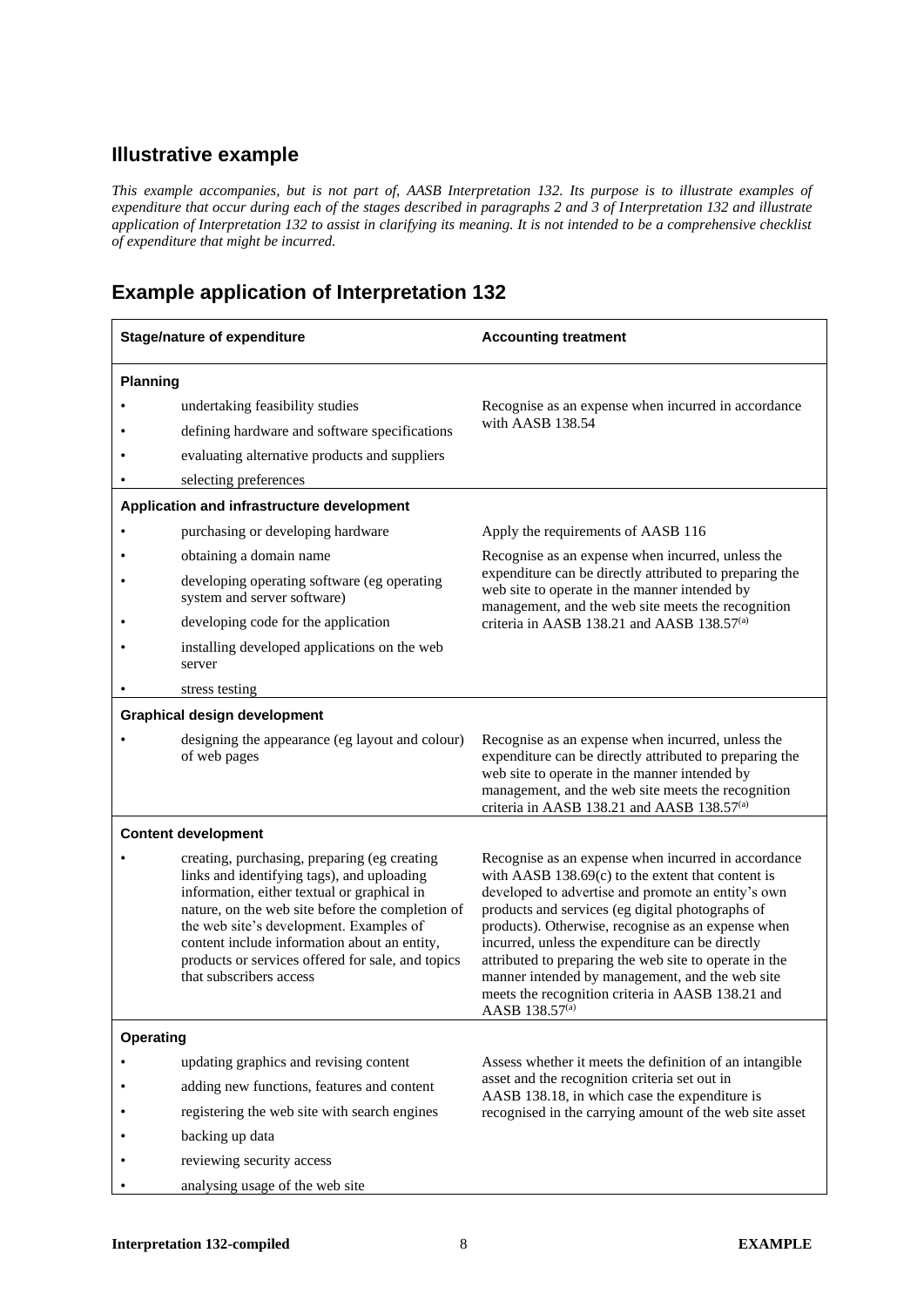## Illustrative example

*This example accompanies, but is not part of, AASB Interpretation 132. Its purpose is to illustrate examples of expenditure that occur during each of the stages described in paragraphs 2 and 3 of Interpretation 132 and illustrate application of Interpretation 132 to assist in clarifying its meaning. It is not intended to be a comprehensive checklist of expenditure that might be incurred.*

## Example application of Interpretation 132

| Stage/nature of expenditure | Accounting treatment |
|---|---|
| **Planning** | |
| • undertaking feasibility studies<br>• defining hardware and software specifications<br>• evaluating alternative products and suppliers<br>• selecting preferences | Recognise as an expense when incurred in accordance with AASB 138.54 |
| **Application and infrastructure development** | |
| • purchasing or developing hardware | Apply the requirements of AASB 116 |
| • obtaining a domain name<br>• developing operating software (eg operating system and server software)<br>• developing code for the application<br>• installing developed applications on the web server<br>• stress testing | Recognise as an expense when incurred, unless the expenditure can be directly attributed to preparing the web site to operate in the manner intended by management, and the web site meets the recognition criteria in AASB 138.21 and AASB 138.57[(a)] |
| **Graphical design development** | |
| • designing the appearance (eg layout and colour) of web pages | Recognise as an expense when incurred, unless the expenditure can be directly attributed to preparing the web site to operate in the manner intended by management, and the web site meets the recognition criteria in AASB 138.21 and AASB 138.57[(a)] |
| **Content development** | |
| • creating, purchasing, preparing (eg creating links and identifying tags), and uploading information, either textual or graphical in nature, on the web site before the completion of the web site's development. Examples of content include information about an entity, products or services offered for sale, and topics that subscribers access | Recognise as an expense when incurred in accordance with AASB 138.69(c) to the extent that content is developed to advertise and promote an entity's own products and services (eg digital photographs of products). Otherwise, recognise as an expense when incurred, unless the expenditure can be directly attributed to preparing the web site to operate in the manner intended by management, and the web site meets the recognition criteria in AASB 138.21 and AASB 138.57[(a)] |
| **Operating** | |
| • updating graphics and revising content<br>• adding new functions, features and content<br>• registering the web site with search engines<br>• backing up data<br>• reviewing security access<br>• analysing usage of the web site | Assess whether it meets the definition of an intangible asset and the recognition criteria set out in AASB 138.18, in which case the expenditure is recognised in the carrying amount of the web site asset |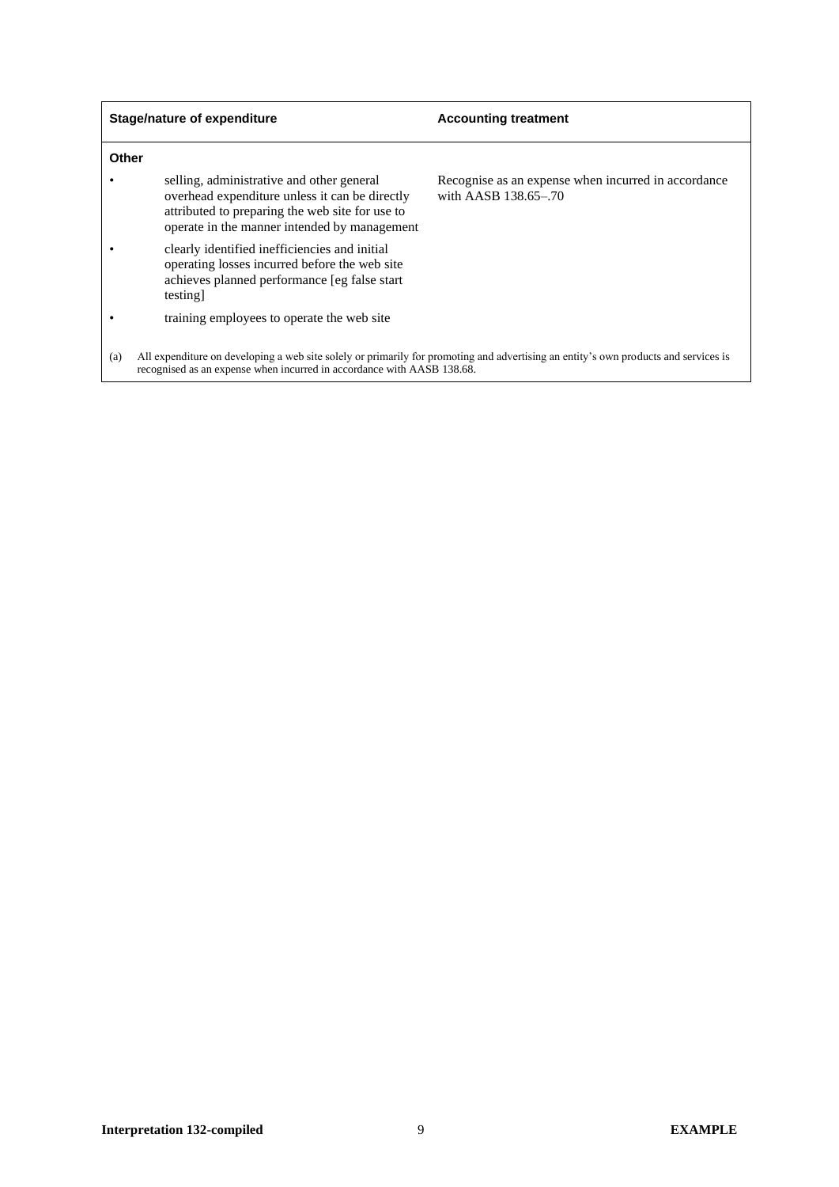| Stage/nature of expenditure | Accounting treatment |
| --- | --- |
| **Other** | |
| • selling, administrative and other general overhead expenditure unless it can be directly attributed to preparing the web site for use to operate in the manner intended by management | Recognise as an expense when incurred in accordance with AASB 138.65–.70 |
| • clearly identified inefficiencies and initial operating losses incurred before the web site achieves planned performance [eg false start testing] | |
| • training employees to operate the web site | |

(a) All expenditure on developing a web site solely or primarily for promoting and advertising an entity's own products and services is recognised as an expense when incurred in accordance with AASB 138.68.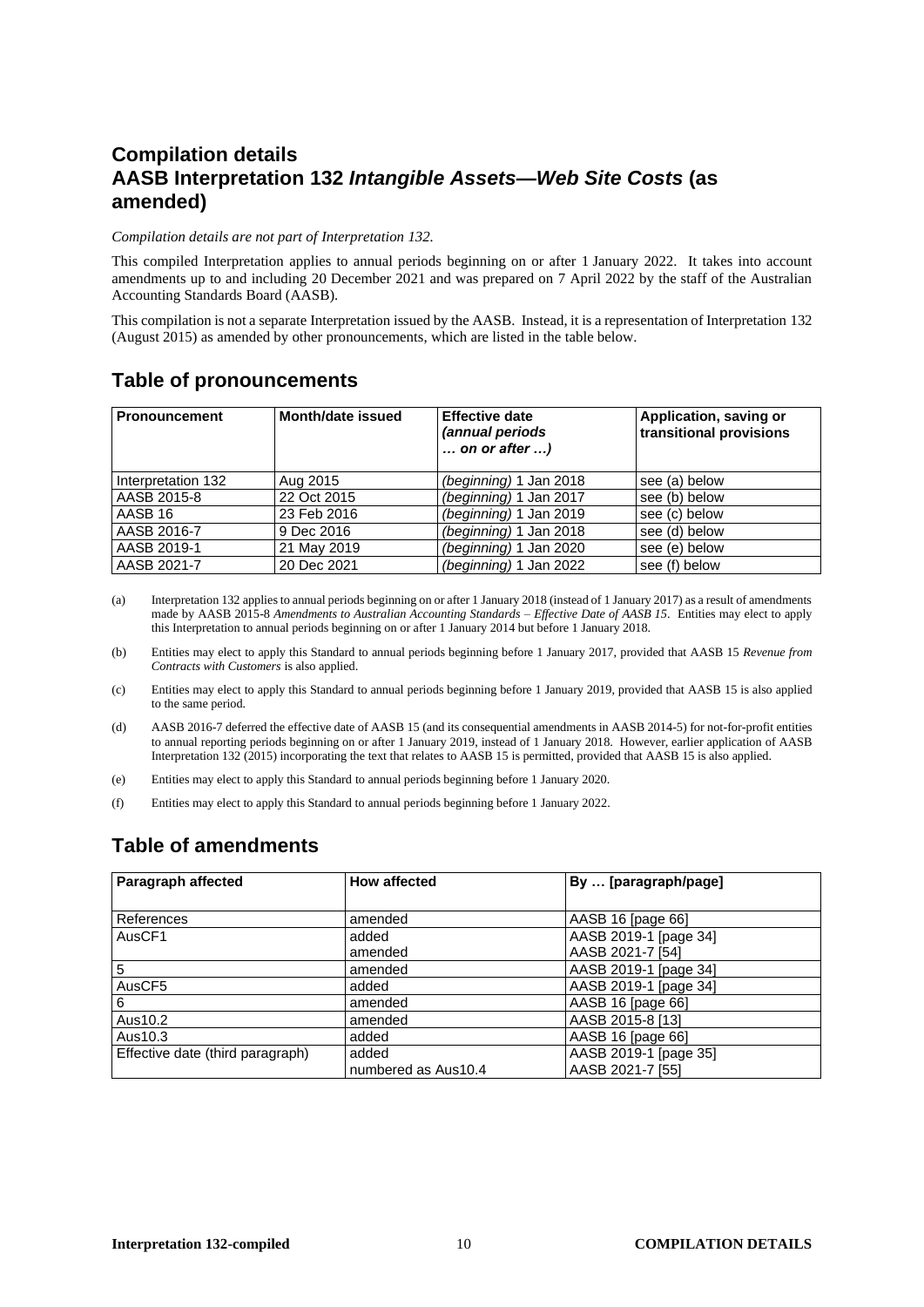## Compilation details
## AASB Interpretation 132 *Intangible Assets—Web Site Costs* (as amended)

*Compilation details are not part of Interpretation 132.*

This compiled Interpretation applies to annual periods beginning on or after 1 January 2022. It takes into account amendments up to and including 20 December 2021 and was prepared on 7 April 2022 by the staff of the Australian Accounting Standards Board (AASB).

This compilation is not a separate Interpretation issued by the AASB. Instead, it is a representation of Interpretation 132 (August 2015) as amended by other pronouncements, which are listed in the table below.

## Table of pronouncements

| Pronouncement | Month/date issued | Effective date *(annual periods … on or after …)* | Application, saving or transitional provisions |
|---|---|---|---|
| Interpretation 132 | Aug 2015 | *(beginning)* 1 Jan 2018 | see (a) below |
| AASB 2015-8 | 22 Oct 2015 | *(beginning)* 1 Jan 2017 | see (b) below |
| AASB 16 | 23 Feb 2016 | *(beginning)* 1 Jan 2019 | see (c) below |
| AASB 2016-7 | 9 Dec 2016 | *(beginning)* 1 Jan 2018 | see (d) below |
| AASB 2019-1 | 21 May 2019 | *(beginning)* 1 Jan 2020 | see (e) below |
| AASB 2021-7 | 20 Dec 2021 | *(beginning)* 1 Jan 2022 | see (f) below |

(a) Interpretation 132 applies to annual periods beginning on or after 1 January 2018 (instead of 1 January 2017) as a result of amendments made by AASB 2015-8 *Amendments to Australian Accounting Standards – Effective Date of AASB 15*. Entities may elect to apply this Interpretation to annual periods beginning on or after 1 January 2014 but before 1 January 2018.

(b) Entities may elect to apply this Standard to annual periods beginning before 1 January 2017, provided that AASB 15 *Revenue from Contracts with Customers* is also applied.

(c) Entities may elect to apply this Standard to annual periods beginning before 1 January 2019, provided that AASB 15 is also applied to the same period.

(d) AASB 2016-7 deferred the effective date of AASB 15 (and its consequential amendments in AASB 2014-5) for not-for-profit entities to annual reporting periods beginning on or after 1 January 2019, instead of 1 January 2018. However, earlier application of AASB Interpretation 132 (2015) incorporating the text that relates to AASB 15 is permitted, provided that AASB 15 is also applied.

(e) Entities may elect to apply this Standard to annual periods beginning before 1 January 2020.

(f) Entities may elect to apply this Standard to annual periods beginning before 1 January 2022.

## Table of amendments

| Paragraph affected | How affected | By … [paragraph/page] |
|---|---|---|
| References | amended | AASB 16 [page 66] |
| AusCF1 | added<br>amended | AASB 2019-1 [page 34]<br>AASB 2021-7 [54] |
| 5 | amended | AASB 2019-1 [page 34] |
| AusCF5 | added | AASB 2019-1 [page 34] |
| 6 | amended | AASB 16 [page 66] |
| Aus10.2 | amended | AASB 2015-8 [13] |
| Aus10.3 | added | AASB 16 [page 66] |
| Effective date (third paragraph) | added<br>numbered as Aus10.4 | AASB 2019-1 [page 35]<br>AASB 2021-7 [55] |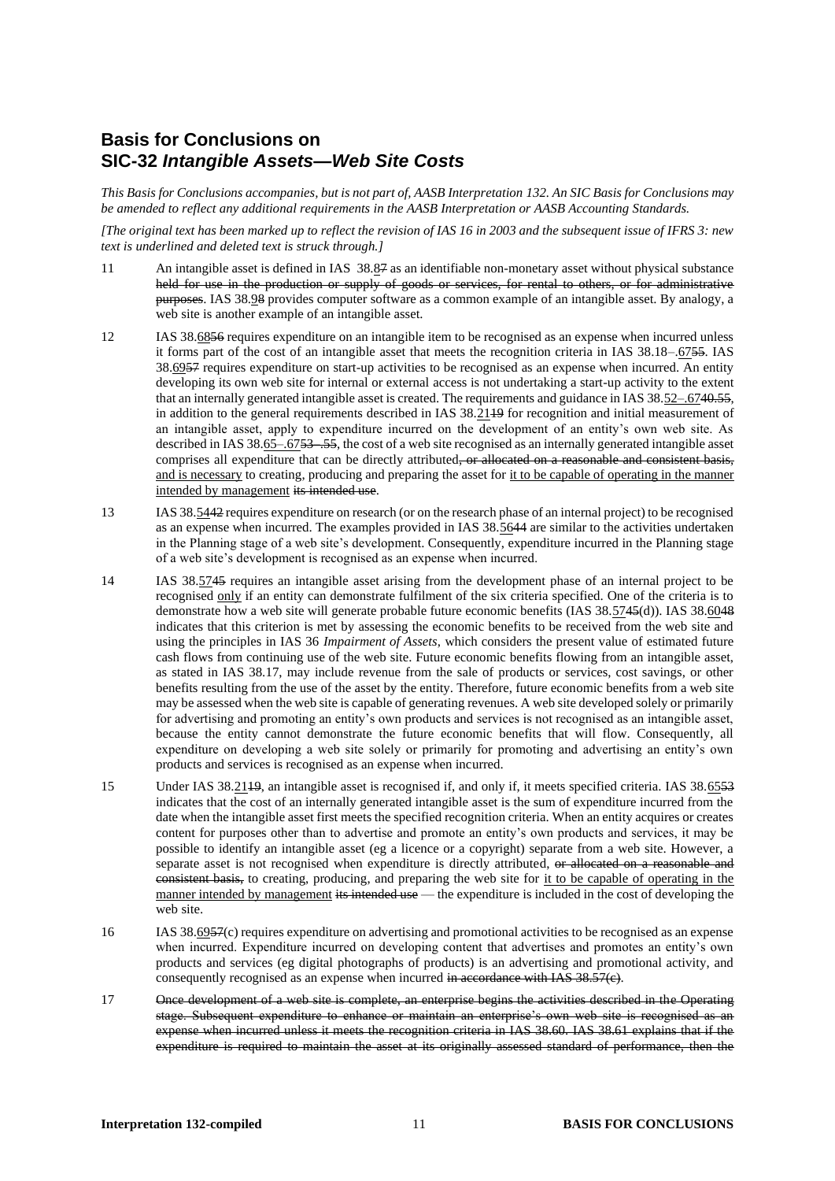# Basis for Conclusions on SIC-32 *Intangible Assets—Web Site Costs*

*This Basis for Conclusions accompanies, but is not part of, AASB Interpretation 132. An SIC Basis for Conclusions may be amended to reflect any additional requirements in the AASB Interpretation or AASB Accounting Standards.*

*[The original text has been marked up to reflect the revision of IAS 16 in 2003 and the subsequent issue of IFRS 3: new text is underlined and deleted text is struck through.]*

11 An intangible asset is defined in IAS 38.<u>8</u>~~7~~ as an identifiable non-monetary asset without physical substance ~~held for use in the production or supply of goods or services, for rental to others, or for administrative purposes~~. IAS 38.<u>9</u>~~8~~ provides computer software as a common example of an intangible asset. By analogy, a web site is another example of an intangible asset.

12 IAS 38.<u>68</u>~~56~~ requires expenditure on an intangible item to be recognised as an expense when incurred unless it forms part of the cost of an intangible asset that meets the recognition criteria in IAS 38.18–.<u>67</u>~~55~~. IAS 38.<u>69</u>~~57~~ requires expenditure on start-up activities to be recognised as an expense when incurred. An entity developing its own web site for internal or external access is not undertaking a start-up activity to the extent that an internally generated intangible asset is created. The requirements and guidance in IAS 38.<u>52–.67</u>~~40.55~~, in addition to the general requirements described in IAS 38.<u>21</u>~~19~~ for recognition and initial measurement of an intangible asset, apply to expenditure incurred on the development of an entity's own web site. As described in IAS 38.<u>65–.67</u>~~53–.55~~, the cost of a web site recognised as an internally generated intangible asset comprises all expenditure that can be directly attributed~~, or allocated on a reasonable and consistent basis,~~ <u>and is necessary</u> to creating, producing and preparing the asset for <u>it to be capable of operating in the manner intended by management</u> ~~its intended use~~.

13 IAS 38.<u>54</u>~~42~~ requires expenditure on research (or on the research phase of an internal project) to be recognised as an expense when incurred. The examples provided in IAS 38.<u>56</u>~~44~~ are similar to the activities undertaken in the Planning stage of a web site's development. Consequently, expenditure incurred in the Planning stage of a web site's development is recognised as an expense when incurred.

14 IAS 38.<u>57</u>~~45~~ requires an intangible asset arising from the development phase of an internal project to be recognised <u>only</u> if an entity can demonstrate fulfilment of the six criteria specified. One of the criteria is to demonstrate how a web site will generate probable future economic benefits (IAS 38.<u>57</u>~~45~~(d)). IAS 38.<u>60</u>~~48~~ indicates that this criterion is met by assessing the economic benefits to be received from the web site and using the principles in IAS 36 *Impairment of Assets*, which considers the present value of estimated future cash flows from continuing use of the web site. Future economic benefits flowing from an intangible asset, as stated in IAS 38.17, may include revenue from the sale of products or services, cost savings, or other benefits resulting from the use of the asset by the entity. Therefore, future economic benefits from a web site may be assessed when the web site is capable of generating revenues. A web site developed solely or primarily for advertising and promoting an entity's own products and services is not recognised as an intangible asset, because the entity cannot demonstrate the future economic benefits that will flow. Consequently, all expenditure on developing a web site solely or primarily for promoting and advertising an entity's own products and services is recognised as an expense when incurred.

15 Under IAS 38.<u>21</u>~~19~~, an intangible asset is recognised if, and only if, it meets specified criteria. IAS 38.<u>65</u>~~53~~ indicates that the cost of an internally generated intangible asset is the sum of expenditure incurred from the date when the intangible asset first meets the specified recognition criteria. When an entity acquires or creates content for purposes other than to advertise and promote an entity's own products and services, it may be possible to identify an intangible asset (eg a licence or a copyright) separate from a web site. However, a separate asset is not recognised when expenditure is directly attributed, ~~or allocated on a reasonable and consistent basis,~~ to creating, producing, and preparing the web site for <u>it to be capable of operating in the manner intended by management</u> ~~its intended use~~ — the expenditure is included in the cost of developing the web site.

16 IAS 38.<u>69</u>~~57~~(c) requires expenditure on advertising and promotional activities to be recognised as an expense when incurred. Expenditure incurred on developing content that advertises and promotes an entity's own products and services (eg digital photographs of products) is an advertising and promotional activity, and consequently recognised as an expense when incurred ~~in accordance with IAS 38.57(c)~~.

17 ~~Once development of a web site is complete, an enterprise begins the activities described in the Operating stage. Subsequent expenditure to enhance or maintain an enterprise's own web site is recognised as an expense when incurred unless it meets the recognition criteria in IAS 38.60. IAS 38.61 explains that if the expenditure is required to maintain the asset at its originally assessed standard of performance, then the~~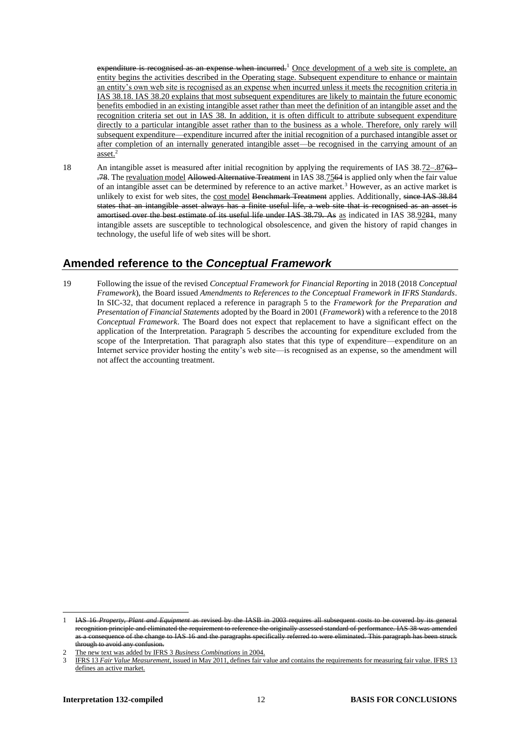~~expenditure is recognised as an expense when incurred.~~[1] <u>Once development of a web site is complete, an entity begins the activities described in the Operating stage. Subsequent expenditure to enhance or maintain an entity's own web site is recognised as an expense when incurred unless it meets the recognition criteria in IAS 38.18. IAS 38.20 explains that most subsequent expenditures are likely to maintain the future economic benefits embodied in an existing intangible asset rather than meet the definition of an intangible asset and the recognition criteria set out in IAS 38. In addition, it is often difficult to attribute subsequent expenditure directly to a particular intangible asset rather than to the business as a whole. Therefore, only rarely will subsequent expenditure—expenditure incurred after the initial recognition of a purchased intangible asset or after completion of an internally generated intangible asset—be recognised in the carrying amount of an asset.</u>[2]

18 An intangible asset is measured after initial recognition by applying the requirements of IAS 38.<u>72–.87</u>~~63–.78~~. The <u>revaluation model</u> ~~Allowed Alternative Treatment~~ in IAS 38.<u>75</u>~~64~~ is applied only when the fair value of an intangible asset can be determined by reference to an active market.[3] However, as an active market is unlikely to exist for web sites, the <u>cost model</u> ~~Benchmark Treatment~~ applies. Additionally, ~~since IAS 38.84 states that an intangible asset always has a finite useful life, a web site that is recognised as an asset is amortised over the best estimate of its useful life under IAS 38.79. As~~ <u>as</u> indicated in IAS 38.<u>92</u>~~81~~, many intangible assets are susceptible to technological obsolescence, and given the history of rapid changes in technology, the useful life of web sites will be short.

## Amended reference to the *Conceptual Framework*

19 Following the issue of the revised *Conceptual Framework for Financial Reporting* in 2018 (2018 *Conceptual Framework*), the Board issued *Amendments to References to the Conceptual Framework in IFRS Standards*. In SIC-32, that document replaced a reference in paragraph 5 to the *Framework for the Preparation and Presentation of Financial Statements* adopted by the Board in 2001 (*Framework*) with a reference to the 2018 *Conceptual Framework*. The Board does not expect that replacement to have a significant effect on the application of the Interpretation. Paragraph 5 describes the accounting for expenditure excluded from the scope of the Interpretation. That paragraph also states that this type of expenditure—expenditure on an Internet service provider hosting the entity's web site—is recognised as an expense, so the amendment will not affect the accounting treatment.

---

1 ~~IAS 16 *Property, Plant and Equipment* as revised by the IASB in 2003 requires all subsequent costs to be covered by its general recognition principle and eliminated the requirement to reference the originally assessed standard of performance. IAS 38 was amended as a consequence of the change to IAS 16 and the paragraphs specifically referred to were eliminated. This paragraph has been struck through to avoid any confusion.~~

2 <u>The new text was added by IFRS 3 *Business Combinations* in 2004.</u>

3 <u>IFRS 13 *Fair Value Measurement*, issued in May 2011, defines fair value and contains the requirements for measuring fair value. IFRS 13 defines an active market.</u>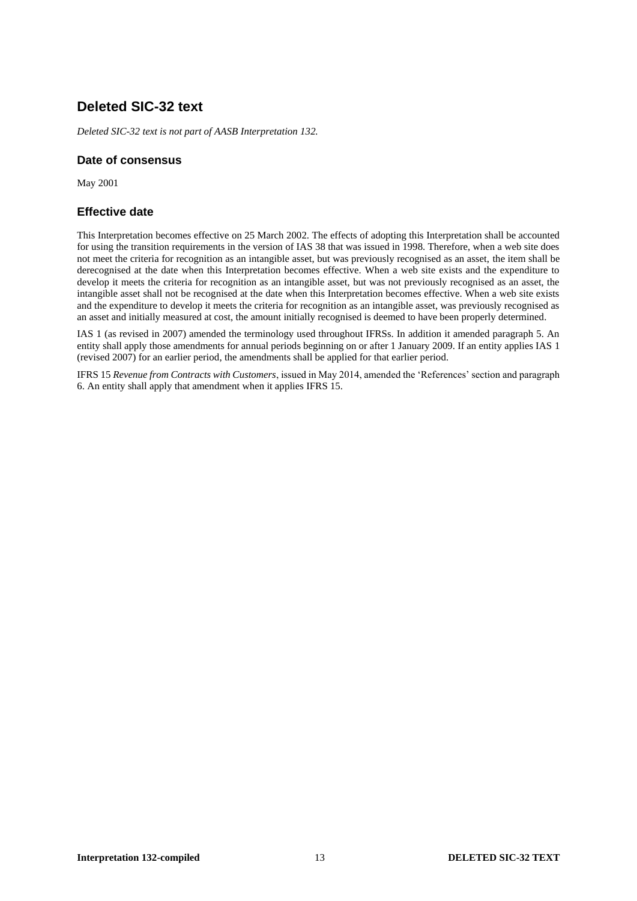## Deleted SIC-32 text

*Deleted SIC-32 text is not part of AASB Interpretation 132.*

### Date of consensus

May 2001

### Effective date

This Interpretation becomes effective on 25 March 2002. The effects of adopting this Interpretation shall be accounted for using the transition requirements in the version of IAS 38 that was issued in 1998. Therefore, when a web site does not meet the criteria for recognition as an intangible asset, but was previously recognised as an asset, the item shall be derecognised at the date when this Interpretation becomes effective. When a web site exists and the expenditure to develop it meets the criteria for recognition as an intangible asset, but was not previously recognised as an asset, the intangible asset shall not be recognised at the date when this Interpretation becomes effective. When a web site exists and the expenditure to develop it meets the criteria for recognition as an intangible asset, was previously recognised as an asset and initially measured at cost, the amount initially recognised is deemed to have been properly determined.

IAS 1 (as revised in 2007) amended the terminology used throughout IFRSs. In addition it amended paragraph 5. An entity shall apply those amendments for annual periods beginning on or after 1 January 2009. If an entity applies IAS 1 (revised 2007) for an earlier period, the amendments shall be applied for that earlier period.

IFRS 15 *Revenue from Contracts with Customers*, issued in May 2014, amended the 'References' section and paragraph 6. An entity shall apply that amendment when it applies IFRS 15.